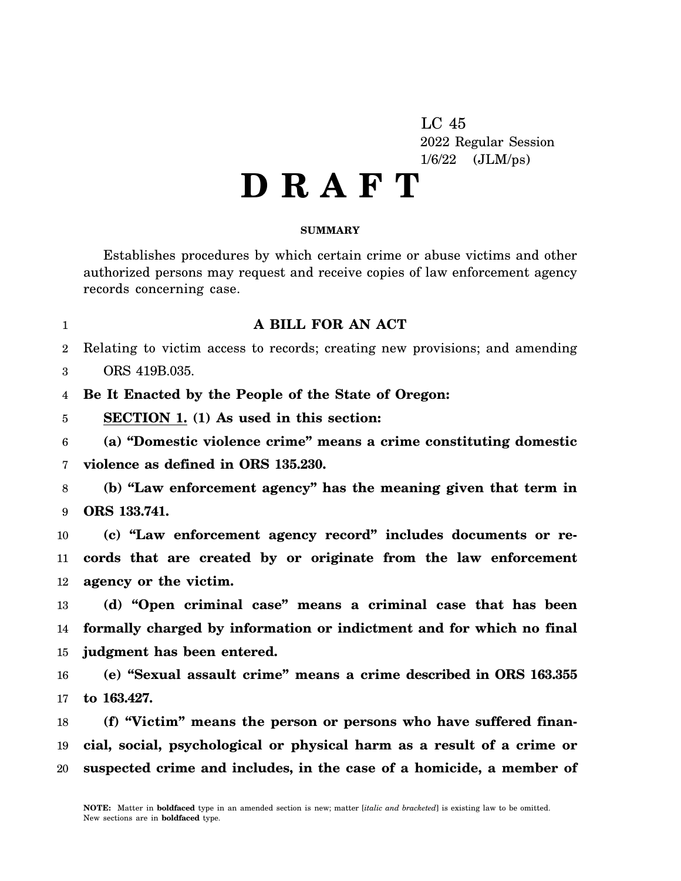LC 45
2022 Regular Session
1/6/22 (JLM/ps)

# D R A F T

**SUMMARY**

Establishes procedures by which certain crime or abuse victims and other authorized persons may request and receive copies of law enforcement agency records concerning case.

**A BILL FOR AN ACT**

Relating to victim access to records; creating new provisions; and amending ORS 419B.035.

**Be It Enacted by the People of the State of Oregon:**

**SECTION 1. (1) As used in this section:**

**(a) "Domestic violence crime" means a crime constituting domestic violence as defined in ORS 135.230.**

**(b) "Law enforcement agency" has the meaning given that term in ORS 133.741.**

**(c) "Law enforcement agency record" includes documents or records that are created by or originate from the law enforcement agency or the victim.**

**(d) "Open criminal case" means a criminal case that has been formally charged by information or indictment and for which no final judgment has been entered.**

**(e) "Sexual assault crime" means a crime described in ORS 163.355 to 163.427.**

**(f) "Victim" means the person or persons who have suffered financial, social, psychological or physical harm as a result of a crime or suspected crime and includes, in the case of a homicide, a member of**

NOTE: Matter in **boldfaced** type in an amended section is new; matter [*italic and bracketed*] is existing law to be omitted. New sections are in **boldfaced** type.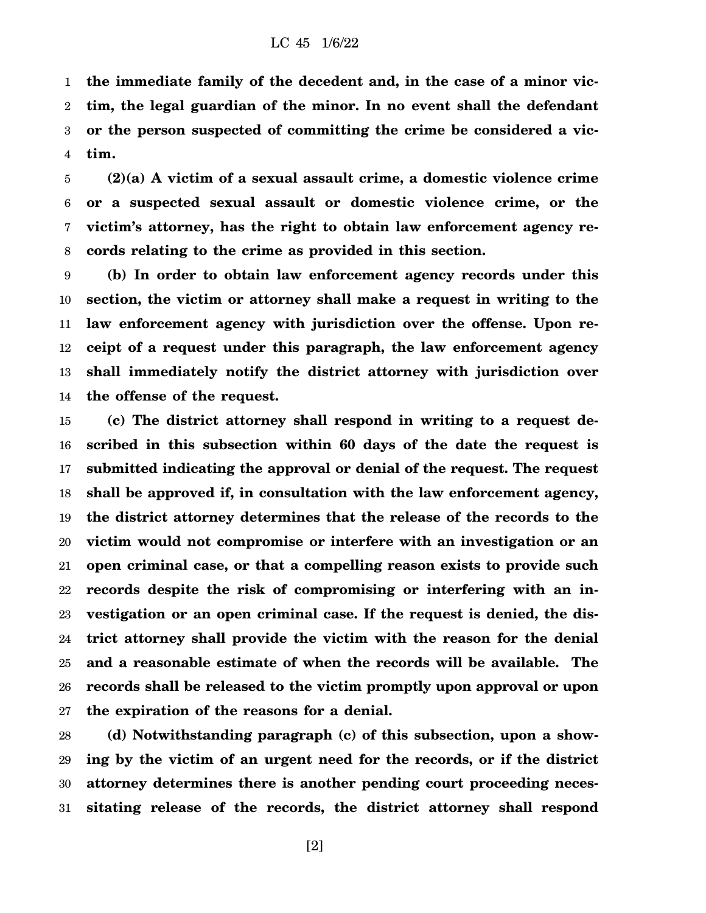**the immediate family of the decedent and, in the case of a minor victim, the legal guardian of the minor. In no event shall the defendant or the person suspected of committing the crime be considered a victim.**

**(2)(a) A victim of a sexual assault crime, a domestic violence crime or a suspected sexual assault or domestic violence crime, or the victim's attorney, has the right to obtain law enforcement agency records relating to the crime as provided in this section.**

**(b) In order to obtain law enforcement agency records under this section, the victim or attorney shall make a request in writing to the law enforcement agency with jurisdiction over the offense. Upon receipt of a request under this paragraph, the law enforcement agency shall immediately notify the district attorney with jurisdiction over the offense of the request.**

**(c) The district attorney shall respond in writing to a request described in this subsection within 60 days of the date the request is submitted indicating the approval or denial of the request. The request shall be approved if, in consultation with the law enforcement agency, the district attorney determines that the release of the records to the victim would not compromise or interfere with an investigation or an open criminal case, or that a compelling reason exists to provide such records despite the risk of compromising or interfering with an investigation or an open criminal case. If the request is denied, the district attorney shall provide the victim with the reason for the denial and a reasonable estimate of when the records will be available. The records shall be released to the victim promptly upon approval or upon the expiration of the reasons for a denial.**

**(d) Notwithstanding paragraph (c) of this subsection, upon a showing by the victim of an urgent need for the records, or if the district attorney determines there is another pending court proceeding necessitating release of the records, the district attorney shall respond**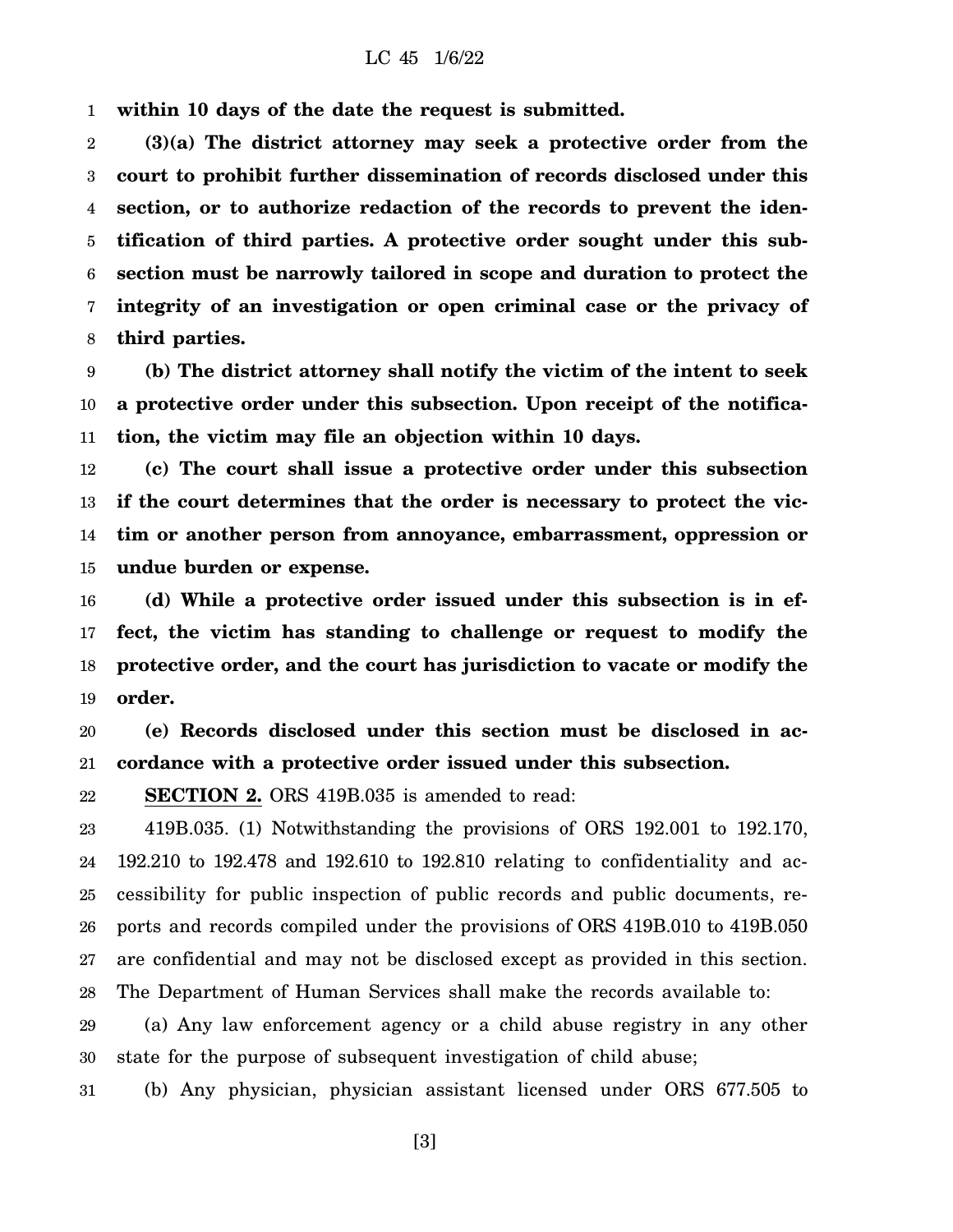**within 10 days of the date the request is submitted.**

**(3)(a) The district attorney may seek a protective order from the court to prohibit further dissemination of records disclosed under this section, or to authorize redaction of the records to prevent the identification of third parties. A protective order sought under this subsection must be narrowly tailored in scope and duration to protect the integrity of an investigation or open criminal case or the privacy of third parties.**

**(b) The district attorney shall notify the victim of the intent to seek a protective order under this subsection. Upon receipt of the notification, the victim may file an objection within 10 days.**

**(c) The court shall issue a protective order under this subsection if the court determines that the order is necessary to protect the victim or another person from annoyance, embarrassment, oppression or undue burden or expense.**

**(d) While a protective order issued under this subsection is in effect, the victim has standing to challenge or request to modify the protective order, and the court has jurisdiction to vacate or modify the order.**

**(e) Records disclosed under this section must be disclosed in accordance with a protective order issued under this subsection.**

**SECTION 2.** ORS 419B.035 is amended to read:

419B.035. (1) Notwithstanding the provisions of ORS 192.001 to 192.170, 192.210 to 192.478 and 192.610 to 192.810 relating to confidentiality and accessibility for public inspection of public records and public documents, reports and records compiled under the provisions of ORS 419B.010 to 419B.050 are confidential and may not be disclosed except as provided in this section. The Department of Human Services shall make the records available to:

(a) Any law enforcement agency or a child abuse registry in any other state for the purpose of subsequent investigation of child abuse;

(b) Any physician, physician assistant licensed under ORS 677.505 to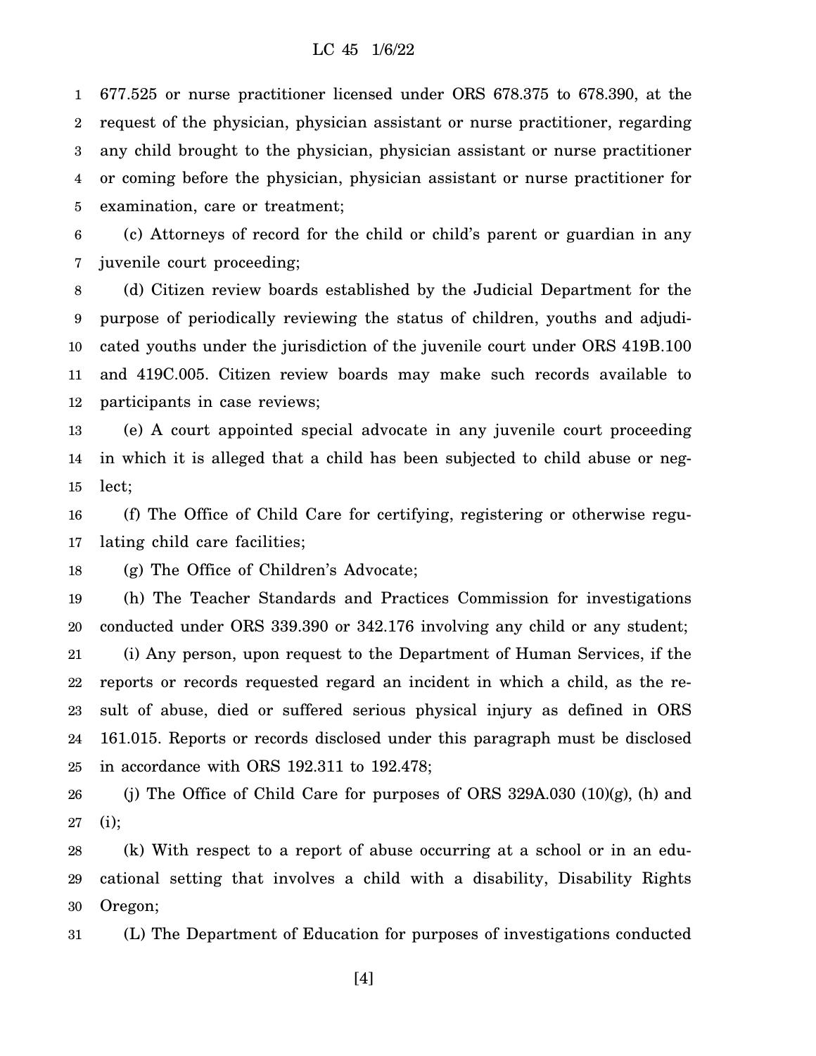677.525 or nurse practitioner licensed under ORS 678.375 to 678.390, at the request of the physician, physician assistant or nurse practitioner, regarding any child brought to the physician, physician assistant or nurse practitioner or coming before the physician, physician assistant or nurse practitioner for examination, care or treatment;

(c) Attorneys of record for the child or child's parent or guardian in any juvenile court proceeding;

(d) Citizen review boards established by the Judicial Department for the purpose of periodically reviewing the status of children, youths and adjudicated youths under the jurisdiction of the juvenile court under ORS 419B.100 and 419C.005. Citizen review boards may make such records available to participants in case reviews;

(e) A court appointed special advocate in any juvenile court proceeding in which it is alleged that a child has been subjected to child abuse or neglect;

(f) The Office of Child Care for certifying, registering or otherwise regulating child care facilities;

(g) The Office of Children's Advocate;

(h) The Teacher Standards and Practices Commission for investigations conducted under ORS 339.390 or 342.176 involving any child or any student;

(i) Any person, upon request to the Department of Human Services, if the reports or records requested regard an incident in which a child, as the result of abuse, died or suffered serious physical injury as defined in ORS 161.015. Reports or records disclosed under this paragraph must be disclosed in accordance with ORS 192.311 to 192.478;

(j) The Office of Child Care for purposes of ORS 329A.030 (10)(g), (h) and (i);

(k) With respect to a report of abuse occurring at a school or in an educational setting that involves a child with a disability, Disability Rights Oregon;

(L) The Department of Education for purposes of investigations conducted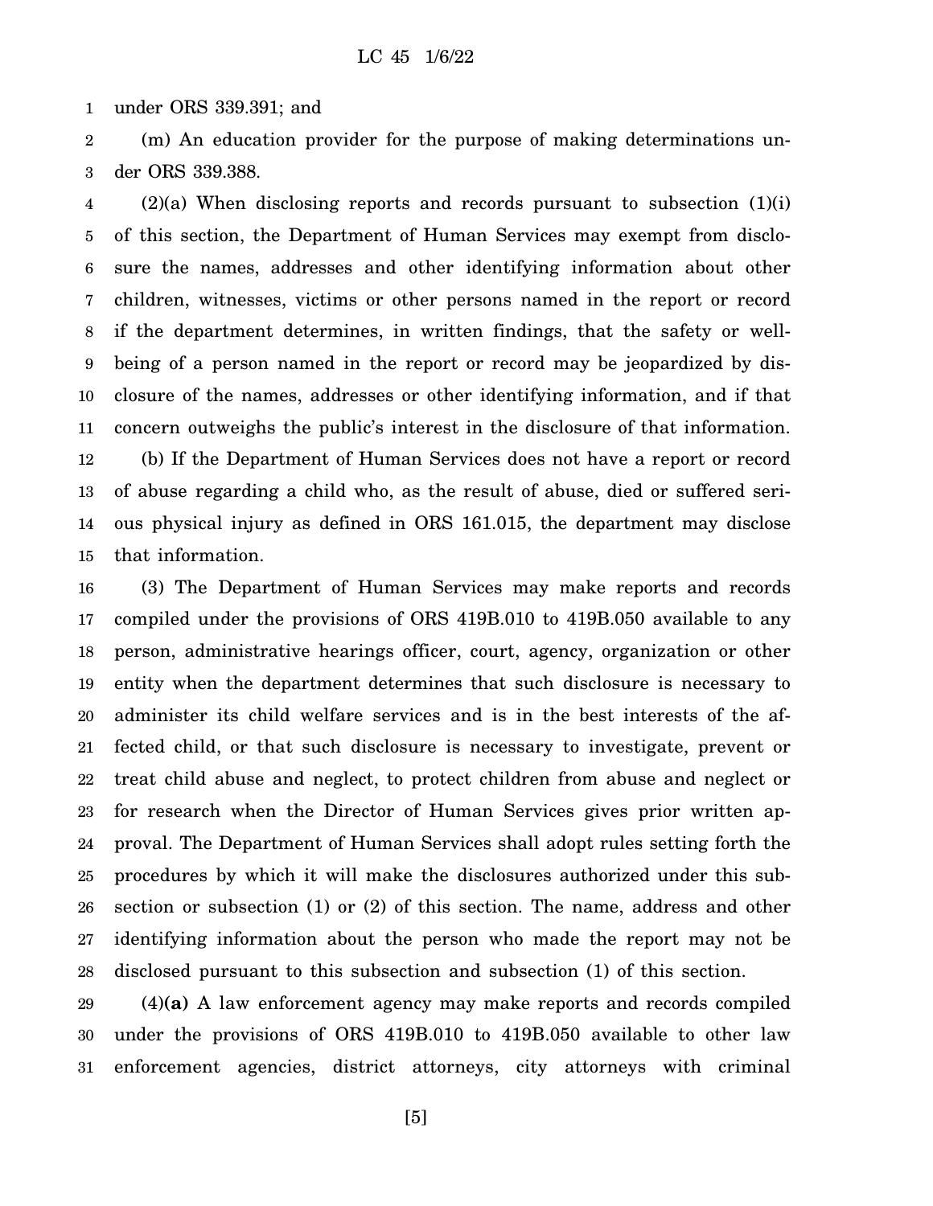under ORS 339.391; and

(m) An education provider for the purpose of making determinations under ORS 339.388.

(2)(a) When disclosing reports and records pursuant to subsection (1)(i) of this section, the Department of Human Services may exempt from disclosure the names, addresses and other identifying information about other children, witnesses, victims or other persons named in the report or record if the department determines, in written findings, that the safety or well-being of a person named in the report or record may be jeopardized by disclosure of the names, addresses or other identifying information, and if that concern outweighs the public's interest in the disclosure of that information.

(b) If the Department of Human Services does not have a report or record of abuse regarding a child who, as the result of abuse, died or suffered serious physical injury as defined in ORS 161.015, the department may disclose that information.

(3) The Department of Human Services may make reports and records compiled under the provisions of ORS 419B.010 to 419B.050 available to any person, administrative hearings officer, court, agency, organization or other entity when the department determines that such disclosure is necessary to administer its child welfare services and is in the best interests of the affected child, or that such disclosure is necessary to investigate, prevent or treat child abuse and neglect, to protect children from abuse and neglect or for research when the Director of Human Services gives prior written approval. The Department of Human Services shall adopt rules setting forth the procedures by which it will make the disclosures authorized under this subsection or subsection (1) or (2) of this section. The name, address and other identifying information about the person who made the report may not be disclosed pursuant to this subsection and subsection (1) of this section.

(4)**(a)** A law enforcement agency may make reports and records compiled under the provisions of ORS 419B.010 to 419B.050 available to other law enforcement agencies, district attorneys, city attorneys with criminal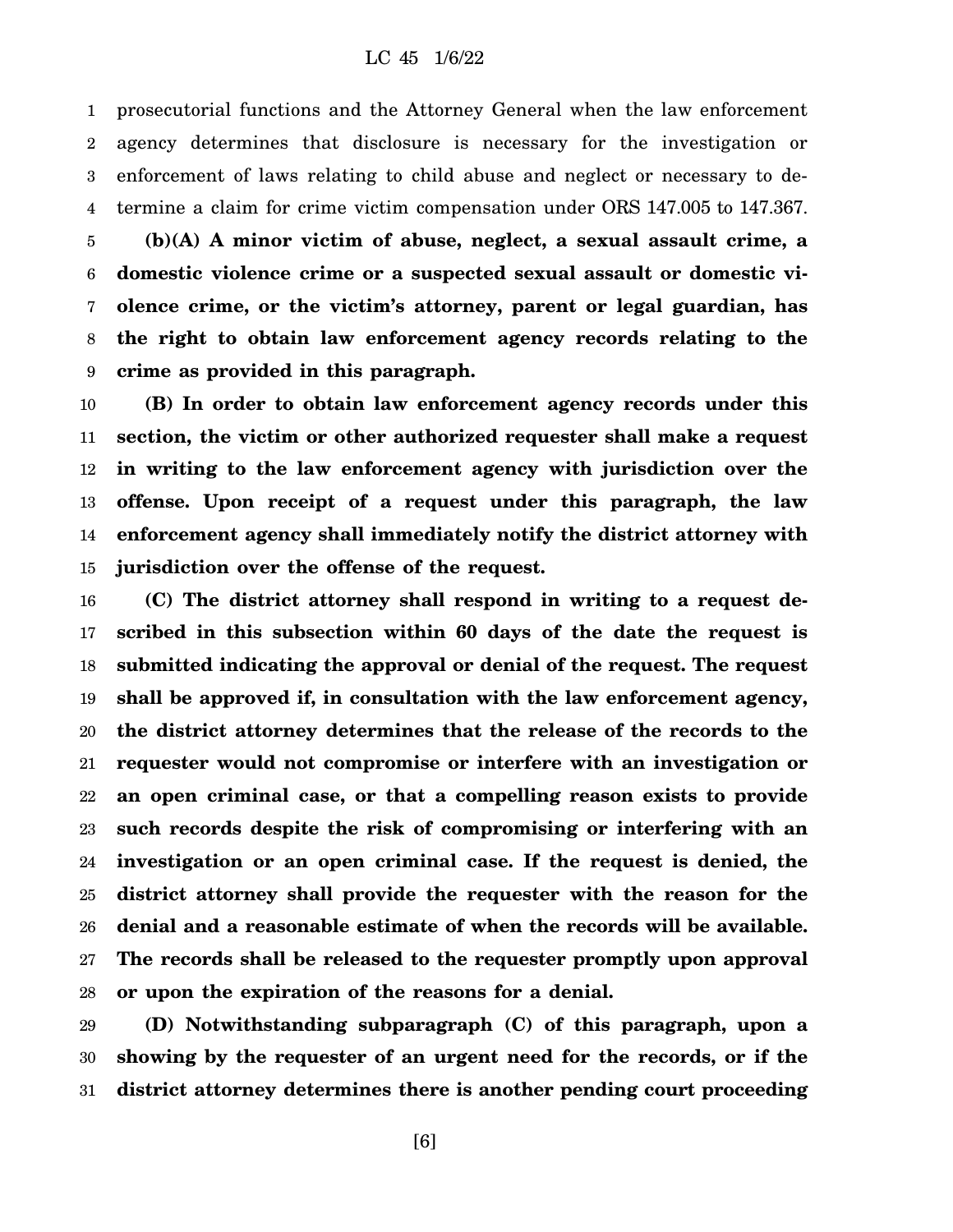prosecutorial functions and the Attorney General when the law enforcement agency determines that disclosure is necessary for the investigation or enforcement of laws relating to child abuse and neglect or necessary to determine a claim for crime victim compensation under ORS 147.005 to 147.367.

**(b)(A) A minor victim of abuse, neglect, a sexual assault crime, a domestic violence crime or a suspected sexual assault or domestic violence crime, or the victim's attorney, parent or legal guardian, has the right to obtain law enforcement agency records relating to the crime as provided in this paragraph.**

**(B) In order to obtain law enforcement agency records under this section, the victim or other authorized requester shall make a request in writing to the law enforcement agency with jurisdiction over the offense. Upon receipt of a request under this paragraph, the law enforcement agency shall immediately notify the district attorney with jurisdiction over the offense of the request.**

**(C) The district attorney shall respond in writing to a request described in this subsection within 60 days of the date the request is submitted indicating the approval or denial of the request. The request shall be approved if, in consultation with the law enforcement agency, the district attorney determines that the release of the records to the requester would not compromise or interfere with an investigation or an open criminal case, or that a compelling reason exists to provide such records despite the risk of compromising or interfering with an investigation or an open criminal case. If the request is denied, the district attorney shall provide the requester with the reason for the denial and a reasonable estimate of when the records will be available. The records shall be released to the requester promptly upon approval or upon the expiration of the reasons for a denial.**

**(D) Notwithstanding subparagraph (C) of this paragraph, upon a showing by the requester of an urgent need for the records, or if the district attorney determines there is another pending court proceeding**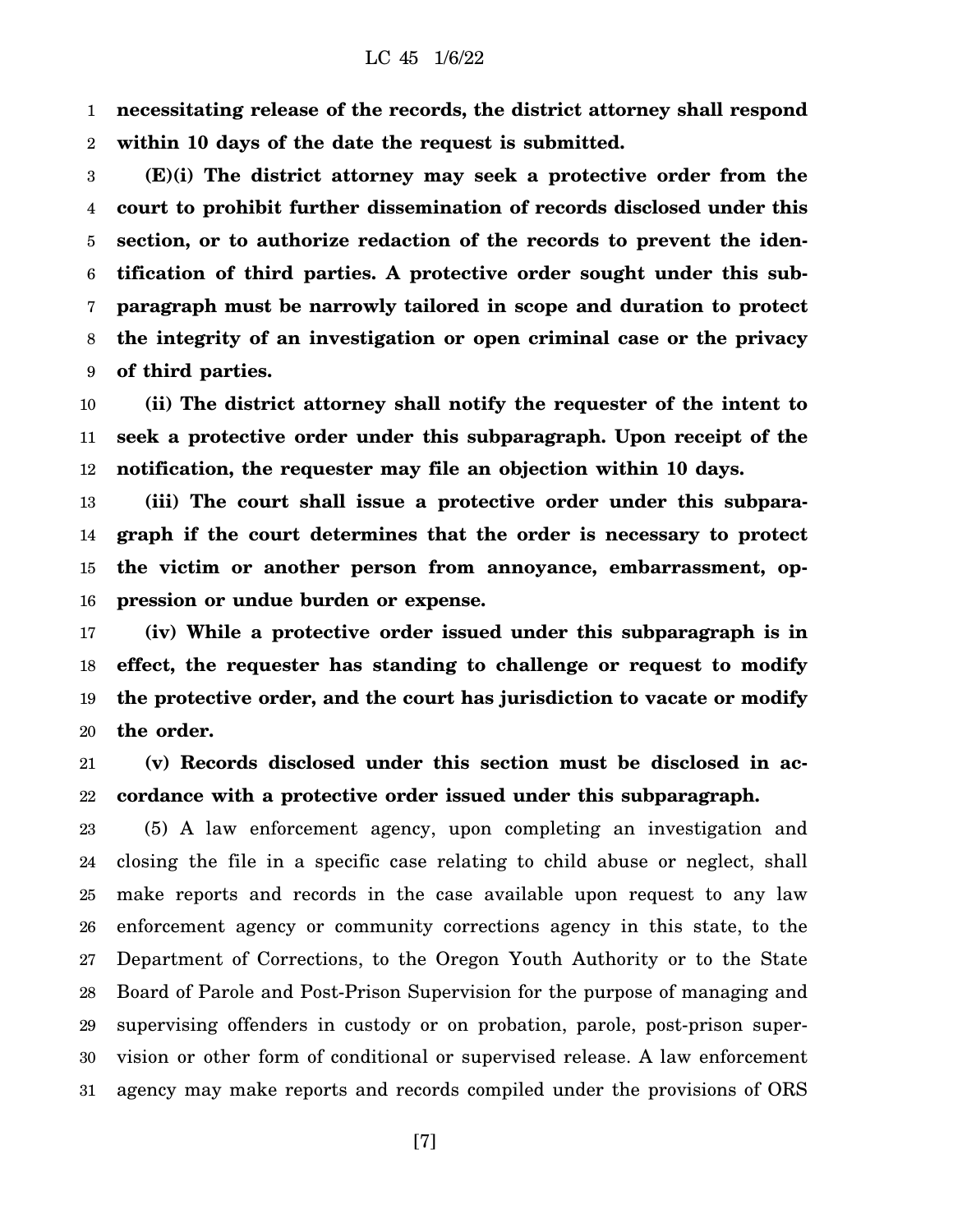**necessitating release of the records, the district attorney shall respond within 10 days of the date the request is submitted.**

**(E)(i) The district attorney may seek a protective order from the court to prohibit further dissemination of records disclosed under this section, or to authorize redaction of the records to prevent the identification of third parties. A protective order sought under this subparagraph must be narrowly tailored in scope and duration to protect the integrity of an investigation or open criminal case or the privacy of third parties.**

**(ii) The district attorney shall notify the requester of the intent to seek a protective order under this subparagraph. Upon receipt of the notification, the requester may file an objection within 10 days.**

**(iii) The court shall issue a protective order under this subparagraph if the court determines that the order is necessary to protect the victim or another person from annoyance, embarrassment, oppression or undue burden or expense.**

**(iv) While a protective order issued under this subparagraph is in effect, the requester has standing to challenge or request to modify the protective order, and the court has jurisdiction to vacate or modify the order.**

**(v) Records disclosed under this section must be disclosed in accordance with a protective order issued under this subparagraph.**

(5) A law enforcement agency, upon completing an investigation and closing the file in a specific case relating to child abuse or neglect, shall make reports and records in the case available upon request to any law enforcement agency or community corrections agency in this state, to the Department of Corrections, to the Oregon Youth Authority or to the State Board of Parole and Post-Prison Supervision for the purpose of managing and supervising offenders in custody or on probation, parole, post-prison supervision or other form of conditional or supervised release. A law enforcement agency may make reports and records compiled under the provisions of ORS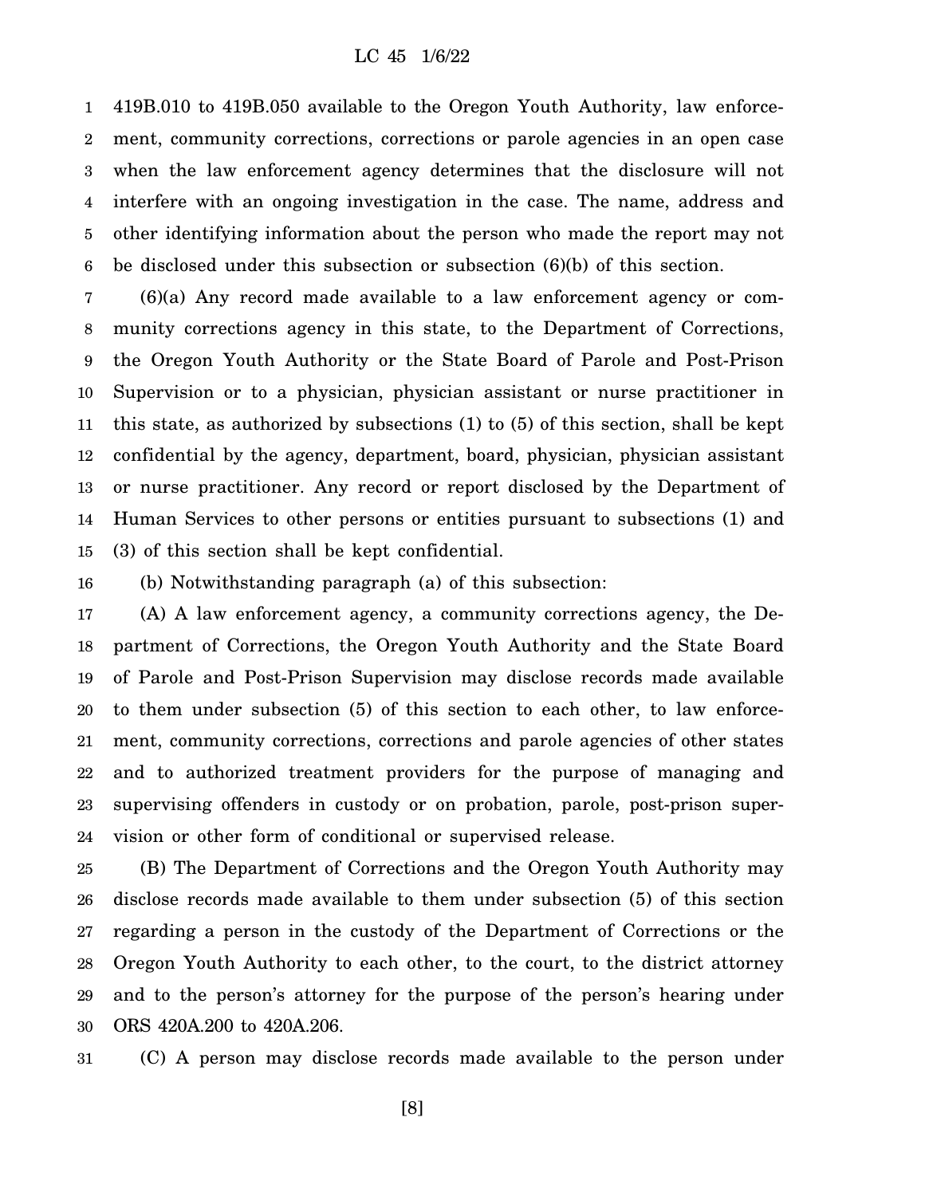419B.010 to 419B.050 available to the Oregon Youth Authority, law enforcement, community corrections, corrections or parole agencies in an open case when the law enforcement agency determines that the disclosure will not interfere with an ongoing investigation in the case. The name, address and other identifying information about the person who made the report may not be disclosed under this subsection or subsection (6)(b) of this section.

(6)(a) Any record made available to a law enforcement agency or community corrections agency in this state, to the Department of Corrections, the Oregon Youth Authority or the State Board of Parole and Post-Prison Supervision or to a physician, physician assistant or nurse practitioner in this state, as authorized by subsections (1) to (5) of this section, shall be kept confidential by the agency, department, board, physician, physician assistant or nurse practitioner. Any record or report disclosed by the Department of Human Services to other persons or entities pursuant to subsections (1) and (3) of this section shall be kept confidential.

(b) Notwithstanding paragraph (a) of this subsection:

(A) A law enforcement agency, a community corrections agency, the Department of Corrections, the Oregon Youth Authority and the State Board of Parole and Post-Prison Supervision may disclose records made available to them under subsection (5) of this section to each other, to law enforcement, community corrections, corrections and parole agencies of other states and to authorized treatment providers for the purpose of managing and supervising offenders in custody or on probation, parole, post-prison supervision or other form of conditional or supervised release.

(B) The Department of Corrections and the Oregon Youth Authority may disclose records made available to them under subsection (5) of this section regarding a person in the custody of the Department of Corrections or the Oregon Youth Authority to each other, to the court, to the district attorney and to the person's attorney for the purpose of the person's hearing under ORS 420A.200 to 420A.206.

(C) A person may disclose records made available to the person under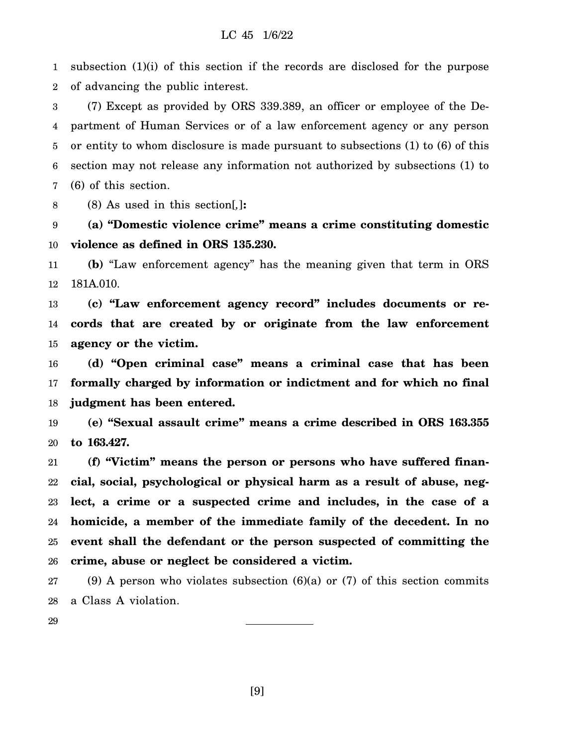subsection (1)(i) of this section if the records are disclosed for the purpose of advancing the public interest.

(7) Except as provided by ORS 339.389, an officer or employee of the Department of Human Services or of a law enforcement agency or any person or entity to whom disclosure is made pursuant to subsections (1) to (6) of this section may not release any information not authorized by subsections (1) to (6) of this section.

(8) As used in this section[,]**:**

**(a) "Domestic violence crime" means a crime constituting domestic violence as defined in ORS 135.230.**

**(b)** "Law enforcement agency" has the meaning given that term in ORS 181A.010.

**(c) "Law enforcement agency record" includes documents or records that are created by or originate from the law enforcement agency or the victim.**

**(d) "Open criminal case" means a criminal case that has been formally charged by information or indictment and for which no final judgment has been entered.**

**(e) "Sexual assault crime" means a crime described in ORS 163.355 to 163.427.**

**(f) "Victim" means the person or persons who have suffered financial, social, psychological or physical harm as a result of abuse, neglect, a crime or a suspected crime and includes, in the case of a homicide, a member of the immediate family of the decedent. In no event shall the defendant or the person suspected of committing the crime, abuse or neglect be considered a victim.**

(9) A person who violates subsection (6)(a) or (7) of this section commits a Class A violation.